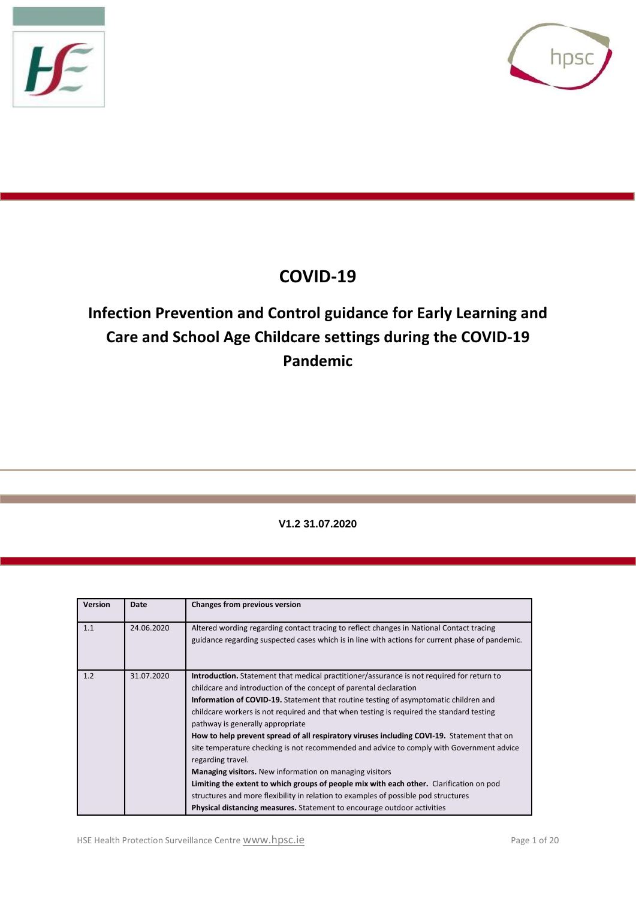# COVID-19

## Infection Prevention and Control guidance for Early Learning and Care and School Age Childcare settings during the COVID-19 Pandemic

**V1.2 31.07.2020**

| Version | Date | Changes from previous version |
|---|---|---|
| 1.1 | 24.06.2020 | Altered wording regarding contact tracing to reflect changes in National Contact tracing guidance regarding suspected cases which is in line with actions for current phase of pandemic. |
| 1.2 | 31.07.2020 | **Introduction.** Statement that medical practitioner/assurance is not required for return to childcare and introduction of the concept of parental declaration<br>**Information of COVID-19.** Statement that routine testing of asymptomatic children and childcare workers is not required and that when testing is required the standard testing pathway is generally appropriate<br>**How to help prevent spread of all respiratory viruses including COVI-19.** Statement that on site temperature checking is not recommended and advice to comply with Government advice regarding travel.<br>**Managing visitors.** New information on managing visitors<br>**Limiting the extent to which groups of people mix with each other.** Clarification on pod structures and more flexibility in relation to examples of possible pod structures<br>**Physical distancing measures.** Statement to encourage outdoor activities |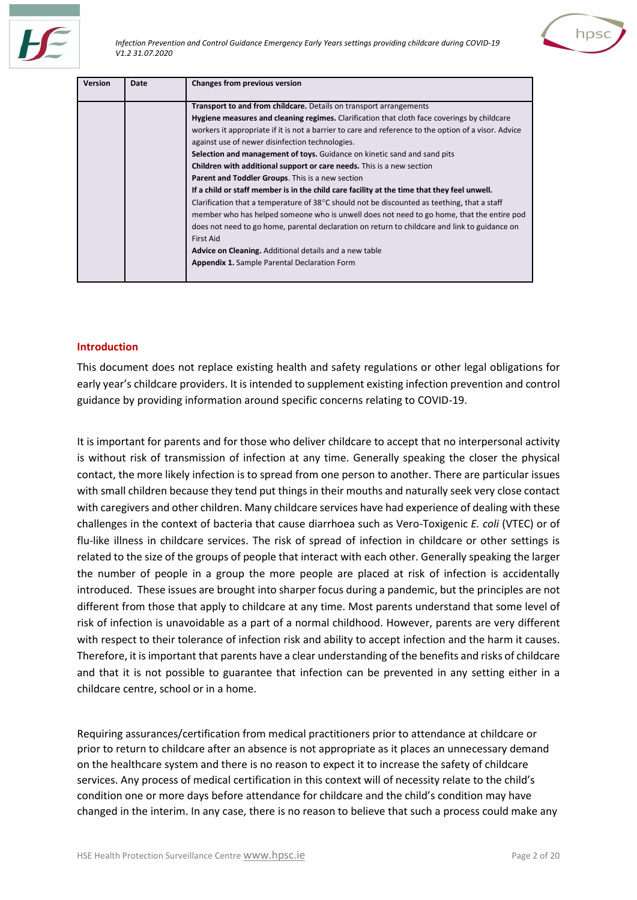| Version | Date | Changes from previous version |
|---|---|---|
| | | **Transport to and from childcare.** Details on transport arrangements<br>**Hygiene measures and cleaning regimes.** Clarification that cloth face coverings by childcare workers it appropriate if it is not a barrier to care and reference to the option of a visor. Advice against use of newer disinfection technologies.<br>**Selection and management of toys.** Guidance on kinetic sand and sand pits<br>**Children with additional support or care needs.** This is a new section<br>**Parent and Toddler Groups**. This is a new section<br>**If a child or staff member is in the child care facility at the time that they feel unwell.** Clarification that a temperature of 38°C should not be discounted as teething, that a staff member who has helped someone who is unwell does not need to go home, that the entire pod does not need to go home, parental declaration on return to childcare and link to guidance on First Aid<br>**Advice on Cleaning.** Additional details and a new table<br>**Appendix 1.** Sample Parental Declaration Form |

## Introduction

This document does not replace existing health and safety regulations or other legal obligations for early year's childcare providers. It is intended to supplement existing infection prevention and control guidance by providing information around specific concerns relating to COVID-19.

It is important for parents and for those who deliver childcare to accept that no interpersonal activity is without risk of transmission of infection at any time. Generally speaking the closer the physical contact, the more likely infection is to spread from one person to another. There are particular issues with small children because they tend put things in their mouths and naturally seek very close contact with caregivers and other children. Many childcare services have had experience of dealing with these challenges in the context of bacteria that cause diarrhoea such as Vero-Toxigenic *E. coli* (VTEC) or of flu-like illness in childcare services. The risk of spread of infection in childcare or other settings is related to the size of the groups of people that interact with each other. Generally speaking the larger the number of people in a group the more people are placed at risk of infection is accidentally introduced. These issues are brought into sharper focus during a pandemic, but the principles are not different from those that apply to childcare at any time. Most parents understand that some level of risk of infection is unavoidable as a part of a normal childhood. However, parents are very different with respect to their tolerance of infection risk and ability to accept infection and the harm it causes. Therefore, it is important that parents have a clear understanding of the benefits and risks of childcare and that it is not possible to guarantee that infection can be prevented in any setting either in a childcare centre, school or in a home.

Requiring assurances/certification from medical practitioners prior to attendance at childcare or prior to return to childcare after an absence is not appropriate as it places an unnecessary demand on the healthcare system and there is no reason to expect it to increase the safety of childcare services. Any process of medical certification in this context will of necessity relate to the child's condition one or more days before attendance for childcare and the child's condition may have changed in the interim. In any case, there is no reason to believe that such a process could make any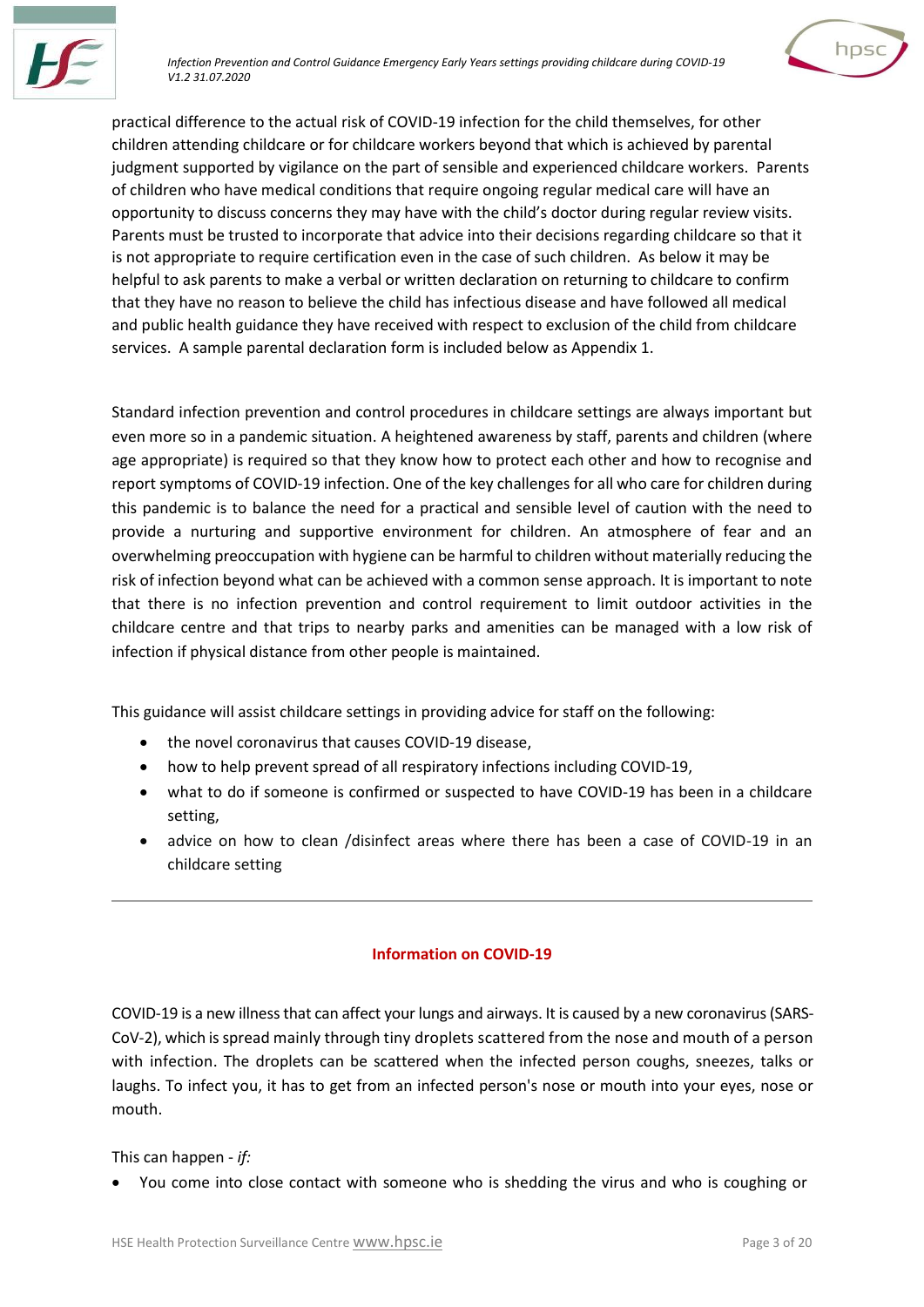practical difference to the actual risk of COVID-19 infection for the child themselves, for other children attending childcare or for childcare workers beyond that which is achieved by parental judgment supported by vigilance on the part of sensible and experienced childcare workers. Parents of children who have medical conditions that require ongoing regular medical care will have an opportunity to discuss concerns they may have with the child's doctor during regular review visits. Parents must be trusted to incorporate that advice into their decisions regarding childcare so that it is not appropriate to require certification even in the case of such children. As below it may be helpful to ask parents to make a verbal or written declaration on returning to childcare to confirm that they have no reason to believe the child has infectious disease and have followed all medical and public health guidance they have received with respect to exclusion of the child from childcare services. A sample parental declaration form is included below as Appendix 1.

Standard infection prevention and control procedures in childcare settings are always important but even more so in a pandemic situation. A heightened awareness by staff, parents and children (where age appropriate) is required so that they know how to protect each other and how to recognise and report symptoms of COVID-19 infection. One of the key challenges for all who care for children during this pandemic is to balance the need for a practical and sensible level of caution with the need to provide a nurturing and supportive environment for children. An atmosphere of fear and an overwhelming preoccupation with hygiene can be harmful to children without materially reducing the risk of infection beyond what can be achieved with a common sense approach. It is important to note that there is no infection prevention and control requirement to limit outdoor activities in the childcare centre and that trips to nearby parks and amenities can be managed with a low risk of infection if physical distance from other people is maintained.

This guidance will assist childcare settings in providing advice for staff on the following:

- the novel coronavirus that causes COVID-19 disease,
- how to help prevent spread of all respiratory infections including COVID-19,
- what to do if someone is confirmed or suspected to have COVID-19 has been in a childcare setting,
- advice on how to clean /disinfect areas where there has been a case of COVID-19 in an childcare setting

---

## Information on COVID-19

COVID-19 is a new illness that can affect your lungs and airways. It is caused by a new coronavirus (SARS-CoV-2), which is spread mainly through tiny droplets scattered from the nose and mouth of a person with infection. The droplets can be scattered when the infected person coughs, sneezes, talks or laughs. To infect you, it has to get from an infected person's nose or mouth into your eyes, nose or mouth.

This can happen - *if:*

- You come into close contact with someone who is shedding the virus and who is coughing or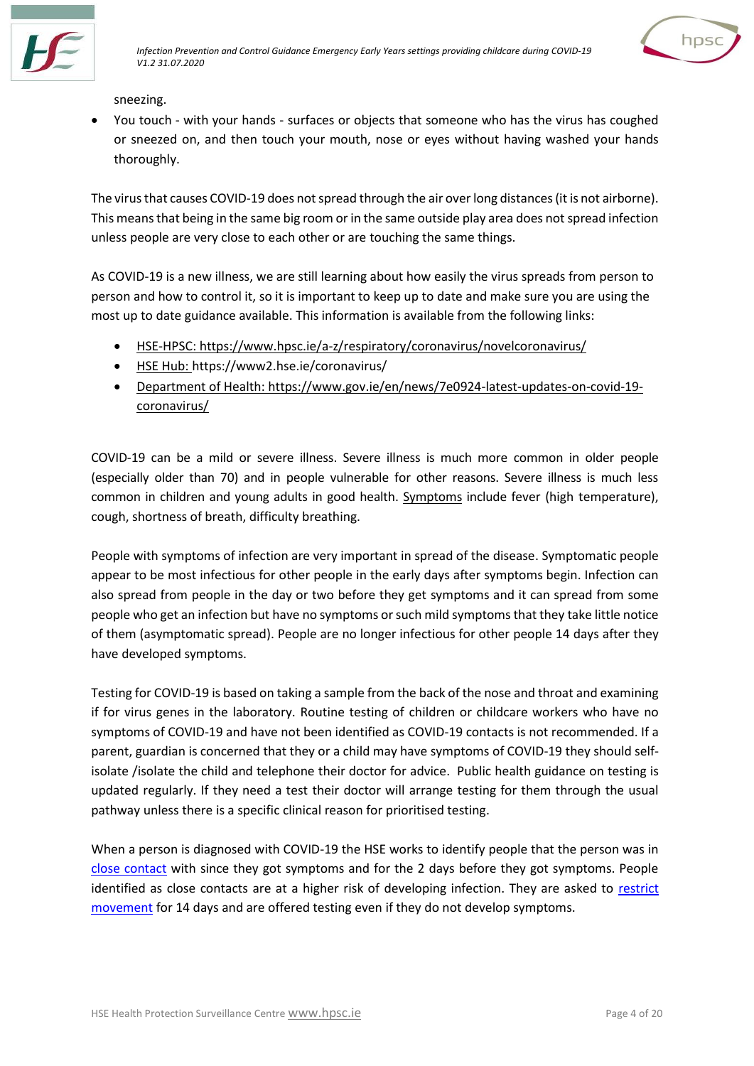sneezing.

- You touch - with your hands - surfaces or objects that someone who has the virus has coughed or sneezed on, and then touch your mouth, nose or eyes without having washed your hands thoroughly.

The virus that causes COVID-19 does not spread through the air over long distances (it is not airborne). This means that being in the same big room or in the same outside play area does not spread infection unless people are very close to each other or are touching the same things.

As COVID-19 is a new illness, we are still learning about how easily the virus spreads from person to person and how to control it, so it is important to keep up to date and make sure you are using the most up to date guidance available. This information is available from the following links:

- HSE-HPSC: https://www.hpsc.ie/a-z/respiratory/coronavirus/novelcoronavirus/
- HSE Hub: https://www2.hse.ie/coronavirus/
- Department of Health: https://www.gov.ie/en/news/7e0924-latest-updates-on-covid-19-coronavirus/

COVID-19 can be a mild or severe illness. Severe illness is much more common in older people (especially older than 70) and in people vulnerable for other reasons. Severe illness is much less common in children and young adults in good health. Symptoms include fever (high temperature), cough, shortness of breath, difficulty breathing.

People with symptoms of infection are very important in spread of the disease. Symptomatic people appear to be most infectious for other people in the early days after symptoms begin. Infection can also spread from people in the day or two before they get symptoms and it can spread from some people who get an infection but have no symptoms or such mild symptoms that they take little notice of them (asymptomatic spread). People are no longer infectious for other people 14 days after they have developed symptoms.

Testing for COVID-19 is based on taking a sample from the back of the nose and throat and examining if for virus genes in the laboratory. Routine testing of children or childcare workers who have no symptoms of COVID-19 and have not been identified as COVID-19 contacts is not recommended. If a parent, guardian is concerned that they or a child may have symptoms of COVID-19 they should self-isolate /isolate the child and telephone their doctor for advice. Public health guidance on testing is updated regularly. If they need a test their doctor will arrange testing for them through the usual pathway unless there is a specific clinical reason for prioritised testing.

When a person is diagnosed with COVID-19 the HSE works to identify people that the person was in close contact with since they got symptoms and for the 2 days before they got symptoms. People identified as close contacts are at a higher risk of developing infection. They are asked to restrict movement for 14 days and are offered testing even if they do not develop symptoms.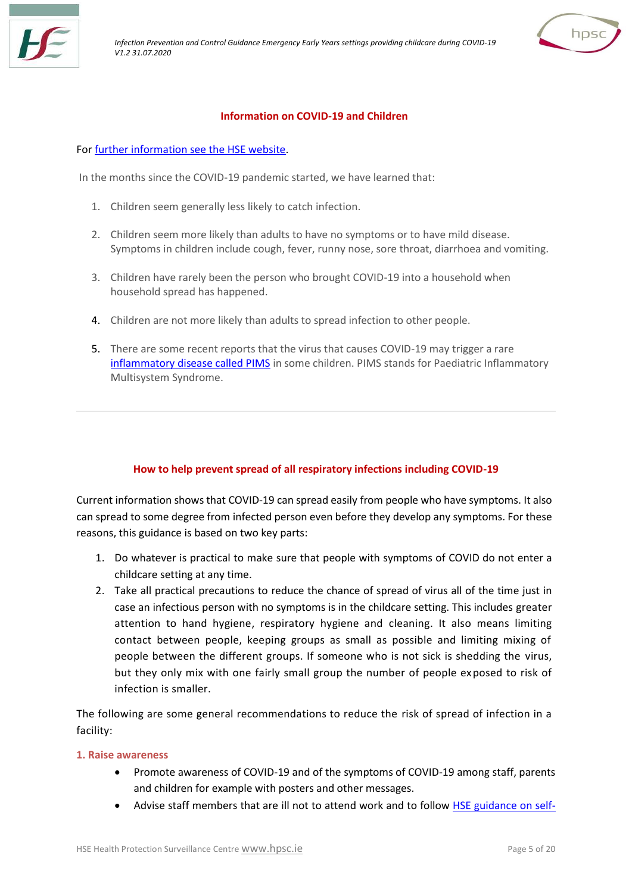## Information on COVID-19 and Children

For further information see the HSE website.

In the months since the COVID-19 pandemic started, we have learned that:

1. Children seem generally less likely to catch infection.
2. Children seem more likely than adults to have no symptoms or to have mild disease. Symptoms in children include cough, fever, runny nose, sore throat, diarrhoea and vomiting.
3. Children have rarely been the person who brought COVID-19 into a household when household spread has happened.
4. Children are not more likely than adults to spread infection to other people.
5. There are some recent reports that the virus that causes COVID-19 may trigger a rare inflammatory disease called PIMS in some children. PIMS stands for Paediatric Inflammatory Multisystem Syndrome.

---

## How to help prevent spread of all respiratory infections including COVID-19

Current information shows that COVID-19 can spread easily from people who have symptoms. It also can spread to some degree from infected person even before they develop any symptoms. For these reasons, this guidance is based on two key parts:

1. Do whatever is practical to make sure that people with symptoms of COVID do not enter a childcare setting at any time.
2. Take all practical precautions to reduce the chance of spread of virus all of the time just in case an infectious person with no symptoms is in the childcare setting. This includes greater attention to hand hygiene, respiratory hygiene and cleaning. It also means limiting contact between people, keeping groups as small as possible and limiting mixing of people between the different groups. If someone who is not sick is shedding the virus, but they only mix with one fairly small group the number of people exposed to risk of infection is smaller.

The following are some general recommendations to reduce the risk of spread of infection in a facility:

### 1. Raise awareness

- Promote awareness of COVID-19 and of the symptoms of COVID-19 among staff, parents and children for example with posters and other messages.
- Advise staff members that are ill not to attend work and to follow HSE guidance on self-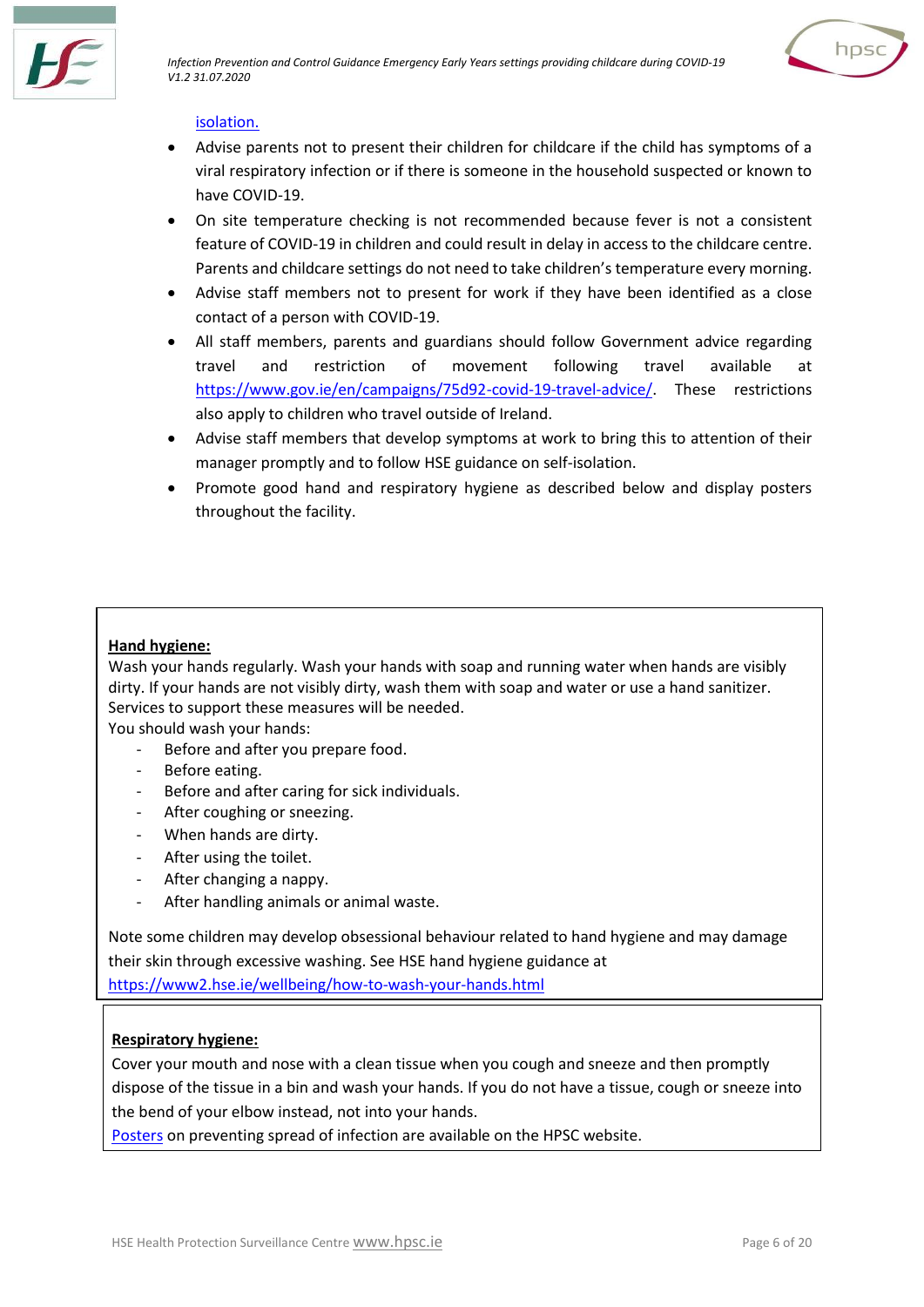[isolation.](#)

- Advise parents not to present their children for childcare if the child has symptoms of a viral respiratory infection or if there is someone in the household suspected or known to have COVID-19.
- On site temperature checking is not recommended because fever is not a consistent feature of COVID-19 in children and could result in delay in access to the childcare centre. Parents and childcare settings do not need to take children's temperature every morning.
- Advise staff members not to present for work if they have been identified as a close contact of a person with COVID-19.
- All staff members, parents and guardians should follow Government advice regarding travel and restriction of movement following travel available at https://www.gov.ie/en/campaigns/75d92-covid-19-travel-advice/. These restrictions also apply to children who travel outside of Ireland.
- Advise staff members that develop symptoms at work to bring this to attention of their manager promptly and to follow HSE guidance on self-isolation.
- Promote good hand and respiratory hygiene as described below and display posters throughout the facility.

**Hand hygiene:**

Wash your hands regularly. Wash your hands with soap and running water when hands are visibly dirty. If your hands are not visibly dirty, wash them with soap and water or use a hand sanitizer. Services to support these measures will be needed.

You should wash your hands:

- Before and after you prepare food.
- Before eating.
- Before and after caring for sick individuals.
- After coughing or sneezing.
- When hands are dirty.
- After using the toilet.
- After changing a nappy.
- After handling animals or animal waste.

Note some children may develop obsessional behaviour related to hand hygiene and may damage their skin through excessive washing. See HSE hand hygiene guidance at https://www2.hse.ie/wellbeing/how-to-wash-your-hands.html

**Respiratory hygiene:**

Cover your mouth and nose with a clean tissue when you cough and sneeze and then promptly dispose of the tissue in a bin and wash your hands. If you do not have a tissue, cough or sneeze into the bend of your elbow instead, not into your hands.

Posters on preventing spread of infection are available on the HPSC website.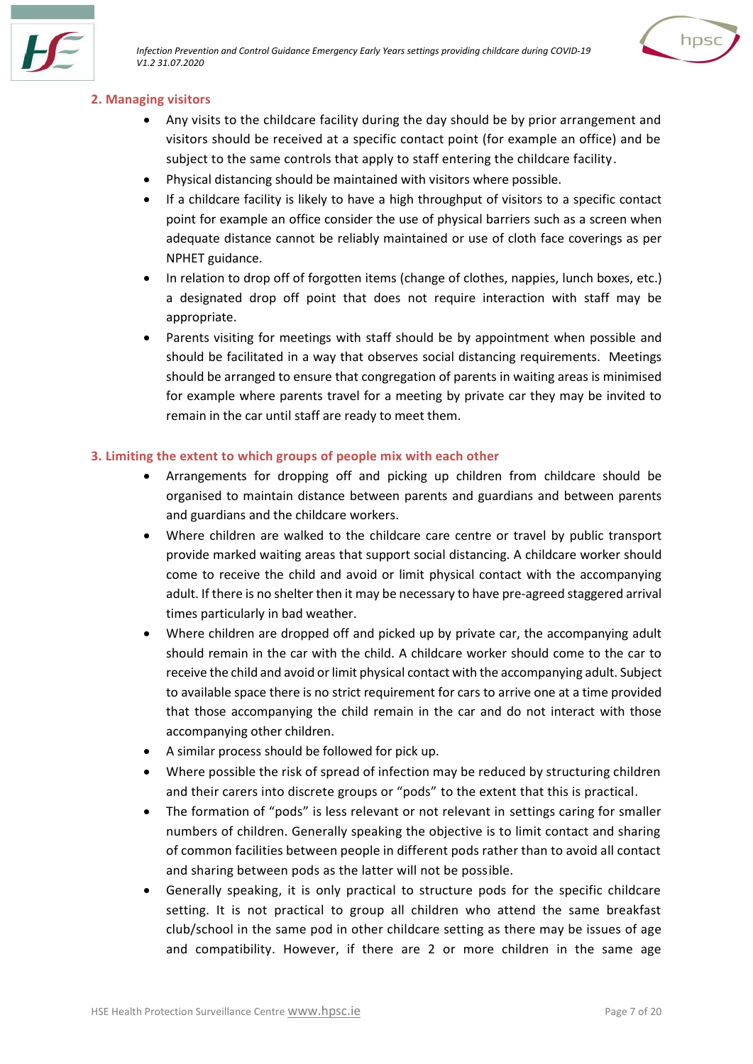## 2. Managing visitors

- Any visits to the childcare facility during the day should be by prior arrangement and visitors should be received at a specific contact point (for example an office) and be subject to the same controls that apply to staff entering the childcare facility.
- Physical distancing should be maintained with visitors where possible.
- If a childcare facility is likely to have a high throughput of visitors to a specific contact point for example an office consider the use of physical barriers such as a screen when adequate distance cannot be reliably maintained or use of cloth face coverings as per NPHET guidance.
- In relation to drop off of forgotten items (change of clothes, nappies, lunch boxes, etc.) a designated drop off point that does not require interaction with staff may be appropriate.
- Parents visiting for meetings with staff should be by appointment when possible and should be facilitated in a way that observes social distancing requirements. Meetings should be arranged to ensure that congregation of parents in waiting areas is minimised for example where parents travel for a meeting by private car they may be invited to remain in the car until staff are ready to meet them.

## 3. Limiting the extent to which groups of people mix with each other

- Arrangements for dropping off and picking up children from childcare should be organised to maintain distance between parents and guardians and between parents and guardians and the childcare workers.
- Where children are walked to the childcare care centre or travel by public transport provide marked waiting areas that support social distancing. A childcare worker should come to receive the child and avoid or limit physical contact with the accompanying adult. If there is no shelter then it may be necessary to have pre-agreed staggered arrival times particularly in bad weather.
- Where children are dropped off and picked up by private car, the accompanying adult should remain in the car with the child. A childcare worker should come to the car to receive the child and avoid or limit physical contact with the accompanying adult. Subject to available space there is no strict requirement for cars to arrive one at a time provided that those accompanying the child remain in the car and do not interact with those accompanying other children.
- A similar process should be followed for pick up.
- Where possible the risk of spread of infection may be reduced by structuring children and their carers into discrete groups or "pods" to the extent that this is practical.
- The formation of "pods" is less relevant or not relevant in settings caring for smaller numbers of children. Generally speaking the objective is to limit contact and sharing of common facilities between people in different pods rather than to avoid all contact and sharing between pods as the latter will not be possible.
- Generally speaking, it is only practical to structure pods for the specific childcare setting. It is not practical to group all children who attend the same breakfast club/school in the same pod in other childcare setting as there may be issues of age and compatibility. However, if there are 2 or more children in the same age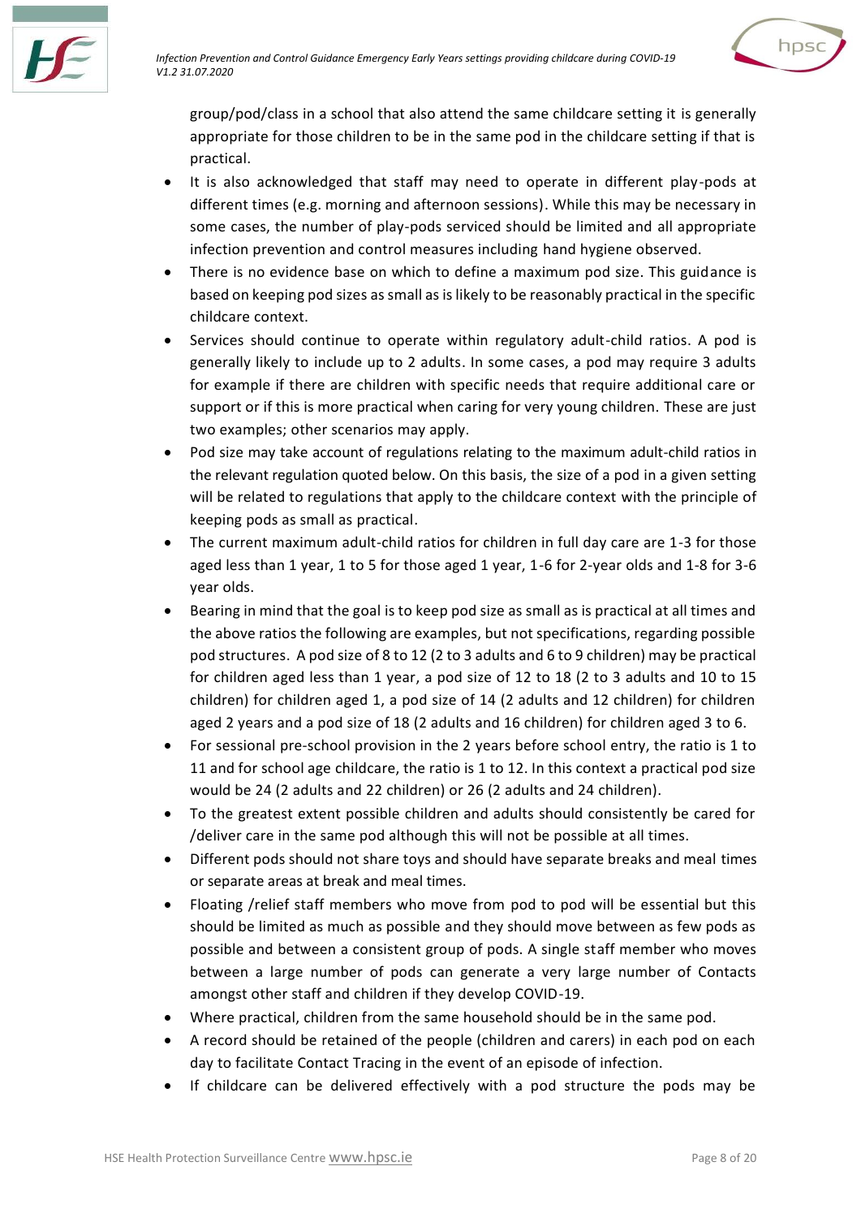group/pod/class in a school that also attend the same childcare setting it is generally appropriate for those children to be in the same pod in the childcare setting if that is practical.

- It is also acknowledged that staff may need to operate in different play-pods at different times (e.g. morning and afternoon sessions). While this may be necessary in some cases, the number of play-pods serviced should be limited and all appropriate infection prevention and control measures including hand hygiene observed.
- There is no evidence base on which to define a maximum pod size. This guidance is based on keeping pod sizes as small as is likely to be reasonably practical in the specific childcare context.
- Services should continue to operate within regulatory adult-child ratios. A pod is generally likely to include up to 2 adults. In some cases, a pod may require 3 adults for example if there are children with specific needs that require additional care or support or if this is more practical when caring for very young children. These are just two examples; other scenarios may apply.
- Pod size may take account of regulations relating to the maximum adult-child ratios in the relevant regulation quoted below. On this basis, the size of a pod in a given setting will be related to regulations that apply to the childcare context with the principle of keeping pods as small as practical.
- The current maximum adult-child ratios for children in full day care are 1-3 for those aged less than 1 year, 1 to 5 for those aged 1 year, 1-6 for 2-year olds and 1-8 for 3-6 year olds.
- Bearing in mind that the goal is to keep pod size as small as is practical at all times and the above ratios the following are examples, but not specifications, regarding possible pod structures. A pod size of 8 to 12 (2 to 3 adults and 6 to 9 children) may be practical for children aged less than 1 year, a pod size of 12 to 18 (2 to 3 adults and 10 to 15 children) for children aged 1, a pod size of 14 (2 adults and 12 children) for children aged 2 years and a pod size of 18 (2 adults and 16 children) for children aged 3 to 6.
- For sessional pre-school provision in the 2 years before school entry, the ratio is 1 to 11 and for school age childcare, the ratio is 1 to 12. In this context a practical pod size would be 24 (2 adults and 22 children) or 26 (2 adults and 24 children).
- To the greatest extent possible children and adults should consistently be cared for /deliver care in the same pod although this will not be possible at all times.
- Different pods should not share toys and should have separate breaks and meal times or separate areas at break and meal times.
- Floating /relief staff members who move from pod to pod will be essential but this should be limited as much as possible and they should move between as few pods as possible and between a consistent group of pods. A single staff member who moves between a large number of pods can generate a very large number of Contacts amongst other staff and children if they develop COVID-19.
- Where practical, children from the same household should be in the same pod.
- A record should be retained of the people (children and carers) in each pod on each day to facilitate Contact Tracing in the event of an episode of infection.
- If childcare can be delivered effectively with a pod structure the pods may be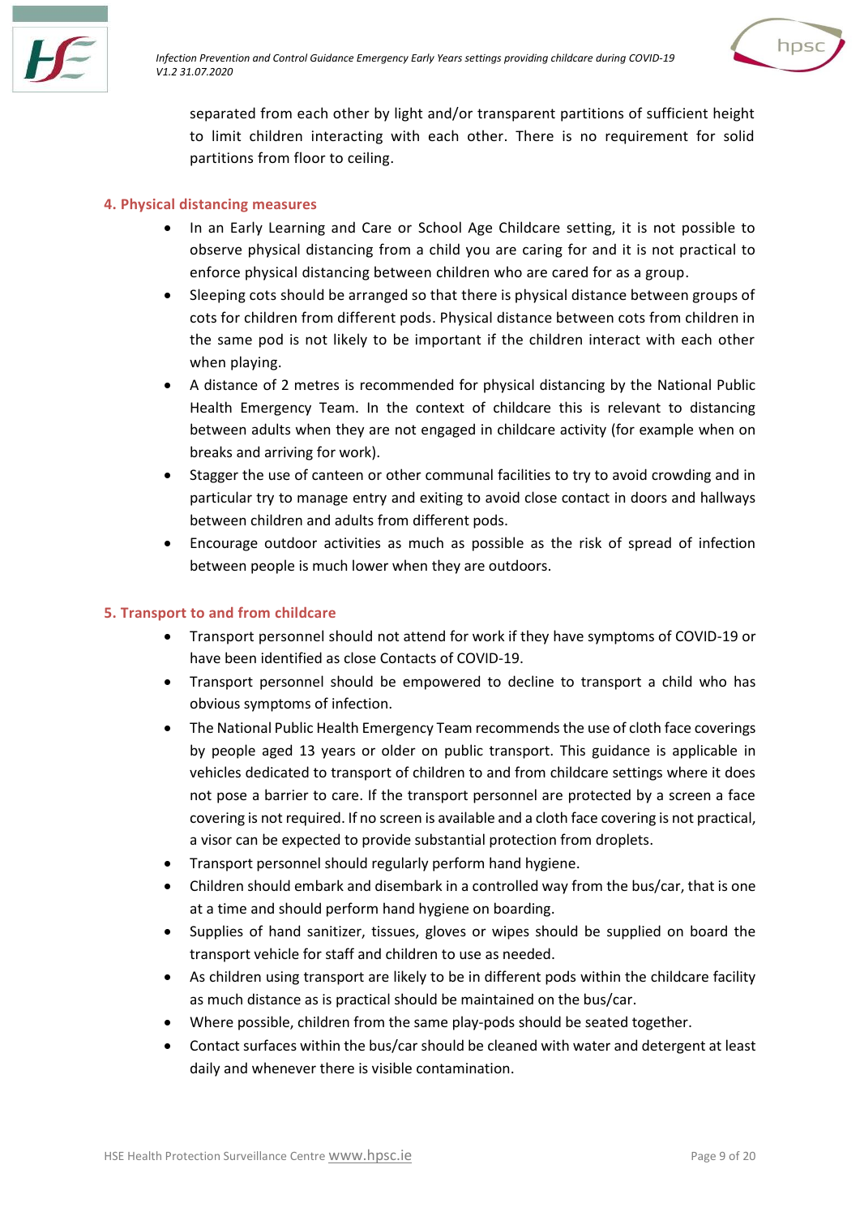separated from each other by light and/or transparent partitions of sufficient height to limit children interacting with each other. There is no requirement for solid partitions from floor to ceiling.

## 4. Physical distancing measures

- In an Early Learning and Care or School Age Childcare setting, it is not possible to observe physical distancing from a child you are caring for and it is not practical to enforce physical distancing between children who are cared for as a group.
- Sleeping cots should be arranged so that there is physical distance between groups of cots for children from different pods. Physical distance between cots from children in the same pod is not likely to be important if the children interact with each other when playing.
- A distance of 2 metres is recommended for physical distancing by the National Public Health Emergency Team. In the context of childcare this is relevant to distancing between adults when they are not engaged in childcare activity (for example when on breaks and arriving for work).
- Stagger the use of canteen or other communal facilities to try to avoid crowding and in particular try to manage entry and exiting to avoid close contact in doors and hallways between children and adults from different pods.
- Encourage outdoor activities as much as possible as the risk of spread of infection between people is much lower when they are outdoors.

## 5. Transport to and from childcare

- Transport personnel should not attend for work if they have symptoms of COVID-19 or have been identified as close Contacts of COVID-19.
- Transport personnel should be empowered to decline to transport a child who has obvious symptoms of infection.
- The National Public Health Emergency Team recommends the use of cloth face coverings by people aged 13 years or older on public transport. This guidance is applicable in vehicles dedicated to transport of children to and from childcare settings where it does not pose a barrier to care. If the transport personnel are protected by a screen a face covering is not required. If no screen is available and a cloth face covering is not practical, a visor can be expected to provide substantial protection from droplets.
- Transport personnel should regularly perform hand hygiene.
- Children should embark and disembark in a controlled way from the bus/car, that is one at a time and should perform hand hygiene on boarding.
- Supplies of hand sanitizer, tissues, gloves or wipes should be supplied on board the transport vehicle for staff and children to use as needed.
- As children using transport are likely to be in different pods within the childcare facility as much distance as is practical should be maintained on the bus/car.
- Where possible, children from the same play-pods should be seated together.
- Contact surfaces within the bus/car should be cleaned with water and detergent at least daily and whenever there is visible contamination.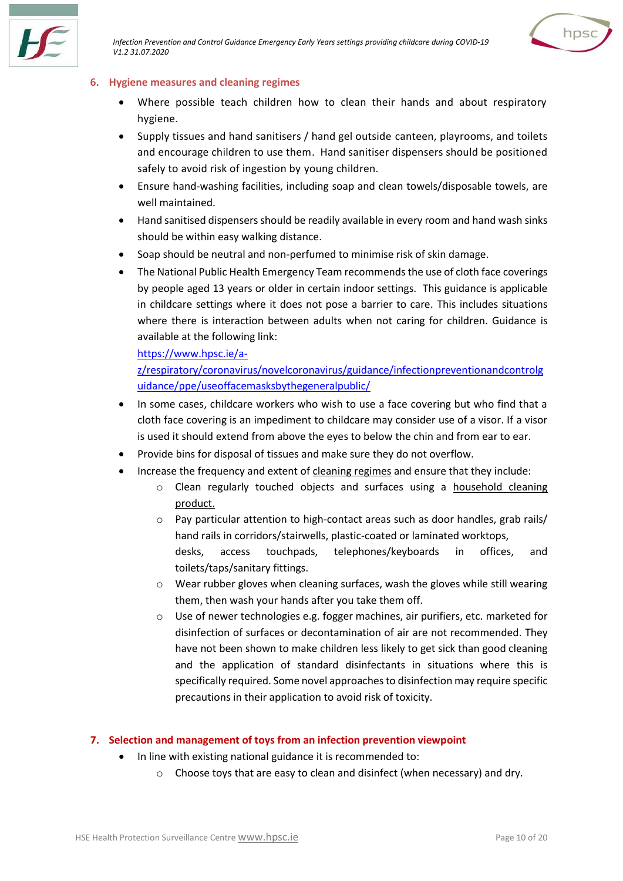## 6. Hygiene measures and cleaning regimes

- Where possible teach children how to clean their hands and about respiratory hygiene.
- Supply tissues and hand sanitisers / hand gel outside canteen, playrooms, and toilets and encourage children to use them. Hand sanitiser dispensers should be positioned safely to avoid risk of ingestion by young children.
- Ensure hand-washing facilities, including soap and clean towels/disposable towels, are well maintained.
- Hand sanitised dispensers should be readily available in every room and hand wash sinks should be within easy walking distance.
- Soap should be neutral and non-perfumed to minimise risk of skin damage.
- The National Public Health Emergency Team recommends the use of cloth face coverings by people aged 13 years or older in certain indoor settings. This guidance is applicable in childcare settings where it does not pose a barrier to care. This includes situations where there is interaction between adults when not caring for children. Guidance is available at the following link: https://www.hpsc.ie/a-z/respiratory/coronavirus/novelcoronavirus/guidance/infectionpreventionandcontrolguidance/ppe/useoffacemasksbythegeneralpublic/
- In some cases, childcare workers who wish to use a face covering but who find that a cloth face covering is an impediment to childcare may consider use of a visor. If a visor is used it should extend from above the eyes to below the chin and from ear to ear.
- Provide bins for disposal of tissues and make sure they do not overflow.
- Increase the frequency and extent of cleaning regimes and ensure that they include:
    - Clean regularly touched objects and surfaces using a household cleaning product.
    - Pay particular attention to high-contact areas such as door handles, grab rails/ hand rails in corridors/stairwells, plastic-coated or laminated worktops, desks, access touchpads, telephones/keyboards in offices, and toilets/taps/sanitary fittings.
    - Wear rubber gloves when cleaning surfaces, wash the gloves while still wearing them, then wash your hands after you take them off.
    - Use of newer technologies e.g. fogger machines, air purifiers, etc. marketed for disinfection of surfaces or decontamination of air are not recommended. They have not been shown to make children less likely to get sick than good cleaning and the application of standard disinfectants in situations where this is specifically required. Some novel approaches to disinfection may require specific precautions in their application to avoid risk of toxicity.

## 7. Selection and management of toys from an infection prevention viewpoint

- In line with existing national guidance it is recommended to:
    - Choose toys that are easy to clean and disinfect (when necessary) and dry.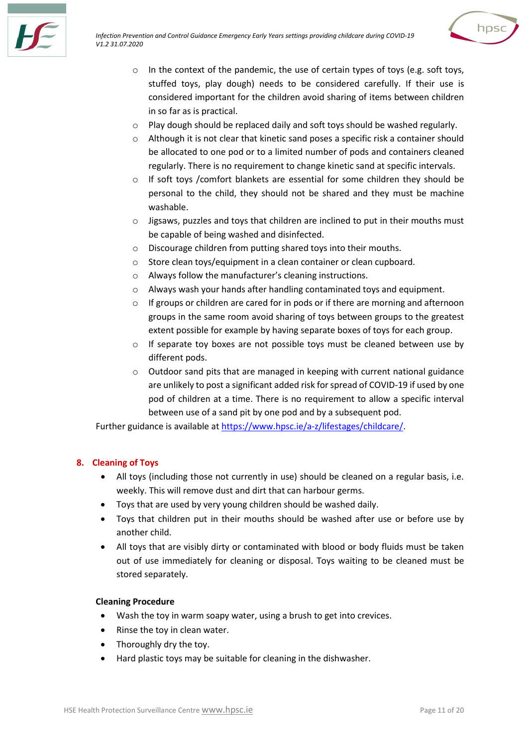- In the context of the pandemic, the use of certain types of toys (e.g. soft toys, stuffed toys, play dough) needs to be considered carefully. If their use is considered important for the children avoid sharing of items between children in so far as is practical.
- Play dough should be replaced daily and soft toys should be washed regularly.
- Although it is not clear that kinetic sand poses a specific risk a container should be allocated to one pod or to a limited number of pods and containers cleaned regularly. There is no requirement to change kinetic sand at specific intervals.
- If soft toys /comfort blankets are essential for some children they should be personal to the child, they should not be shared and they must be machine washable.
- Jigsaws, puzzles and toys that children are inclined to put in their mouths must be capable of being washed and disinfected.
- Discourage children from putting shared toys into their mouths.
- Store clean toys/equipment in a clean container or clean cupboard.
- Always follow the manufacturer's cleaning instructions.
- Always wash your hands after handling contaminated toys and equipment.
- If groups or children are cared for in pods or if there are morning and afternoon groups in the same room avoid sharing of toys between groups to the greatest extent possible for example by having separate boxes of toys for each group.
- If separate toy boxes are not possible toys must be cleaned between use by different pods.
- Outdoor sand pits that are managed in keeping with current national guidance are unlikely to post a significant added risk for spread of COVID-19 if used by one pod of children at a time. There is no requirement to allow a specific interval between use of a sand pit by one pod and by a subsequent pod.

Further guidance is available at https://www.hpsc.ie/a-z/lifestages/childcare/.

## 8. Cleaning of Toys

- All toys (including those not currently in use) should be cleaned on a regular basis, i.e. weekly. This will remove dust and dirt that can harbour germs.
- Toys that are used by very young children should be washed daily.
- Toys that children put in their mouths should be washed after use or before use by another child.
- All toys that are visibly dirty or contaminated with blood or body fluids must be taken out of use immediately for cleaning or disposal. Toys waiting to be cleaned must be stored separately.

**Cleaning Procedure**

- Wash the toy in warm soapy water, using a brush to get into crevices.
- Rinse the toy in clean water.
- Thoroughly dry the toy.
- Hard plastic toys may be suitable for cleaning in the dishwasher.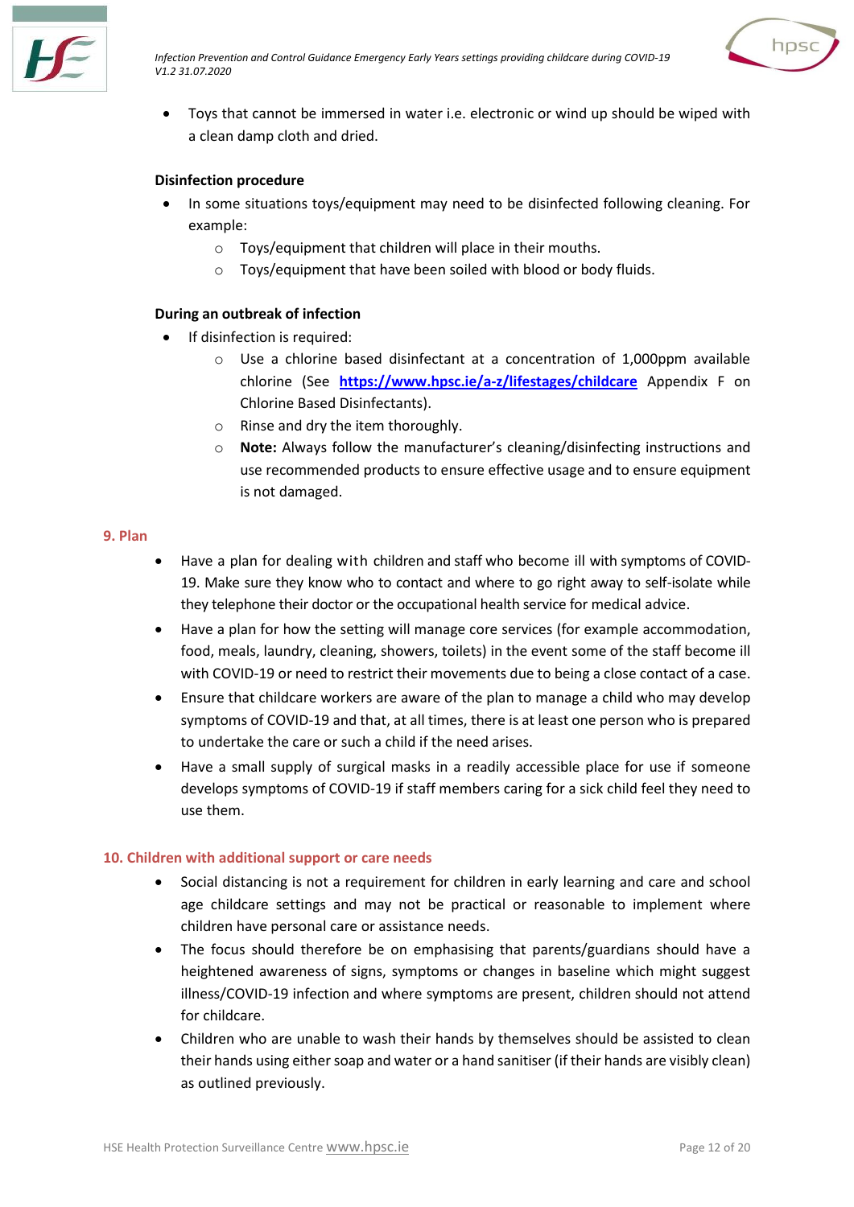- Toys that cannot be immersed in water i.e. electronic or wind up should be wiped with a clean damp cloth and dried.

**Disinfection procedure**

- In some situations toys/equipment may need to be disinfected following cleaning. For example:
  - Toys/equipment that children will place in their mouths.
  - Toys/equipment that have been soiled with blood or body fluids.

**During an outbreak of infection**

- If disinfection is required:
  - Use a chlorine based disinfectant at a concentration of 1,000ppm available chlorine (See **https://www.hpsc.ie/a-z/lifestages/childcare** Appendix F on Chlorine Based Disinfectants).
  - Rinse and dry the item thoroughly.
  - **Note:** Always follow the manufacturer's cleaning/disinfecting instructions and use recommended products to ensure effective usage and to ensure equipment is not damaged.

## 9. Plan

- Have a plan for dealing with children and staff who become ill with symptoms of COVID-19. Make sure they know who to contact and where to go right away to self-isolate while they telephone their doctor or the occupational health service for medical advice.
- Have a plan for how the setting will manage core services (for example accommodation, food, meals, laundry, cleaning, showers, toilets) in the event some of the staff become ill with COVID-19 or need to restrict their movements due to being a close contact of a case.
- Ensure that childcare workers are aware of the plan to manage a child who may develop symptoms of COVID-19 and that, at all times, there is at least one person who is prepared to undertake the care or such a child if the need arises.
- Have a small supply of surgical masks in a readily accessible place for use if someone develops symptoms of COVID-19 if staff members caring for a sick child feel they need to use them.

## 10. Children with additional support or care needs

- Social distancing is not a requirement for children in early learning and care and school age childcare settings and may not be practical or reasonable to implement where children have personal care or assistance needs.
- The focus should therefore be on emphasising that parents/guardians should have a heightened awareness of signs, symptoms or changes in baseline which might suggest illness/COVID-19 infection and where symptoms are present, children should not attend for childcare.
- Children who are unable to wash their hands by themselves should be assisted to clean their hands using either soap and water or a hand sanitiser (if their hands are visibly clean) as outlined previously.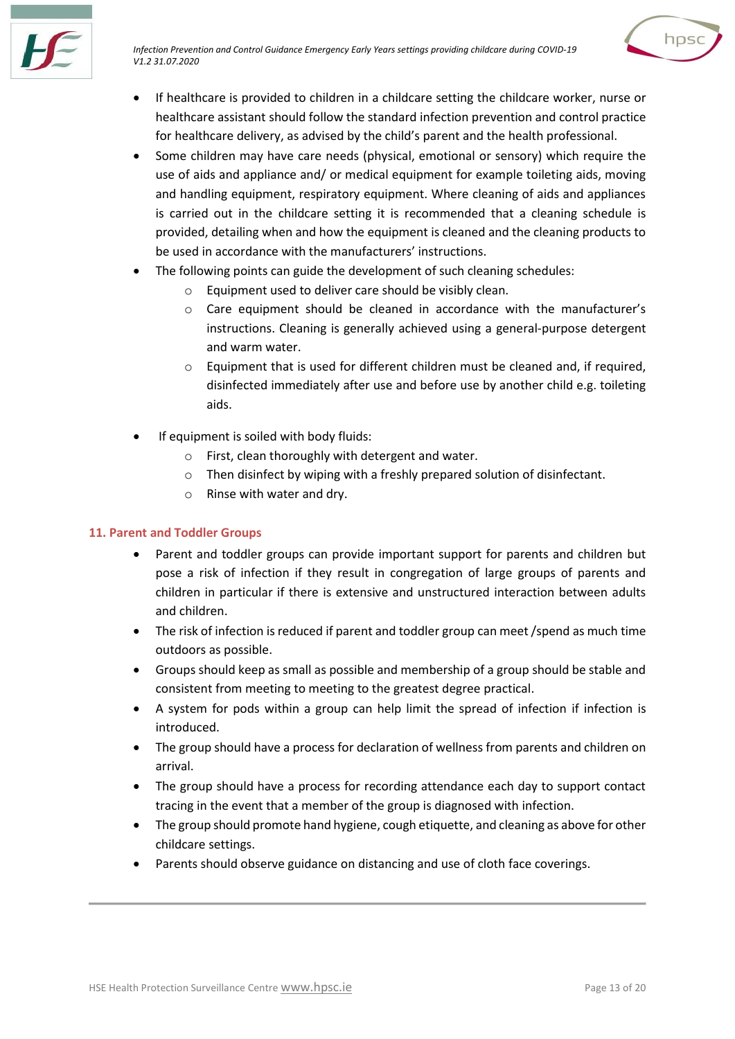- If healthcare is provided to children in a childcare setting the childcare worker, nurse or healthcare assistant should follow the standard infection prevention and control practice for healthcare delivery, as advised by the child's parent and the health professional.
- Some children may have care needs (physical, emotional or sensory) which require the use of aids and appliance and/ or medical equipment for example toileting aids, moving and handling equipment, respiratory equipment. Where cleaning of aids and appliances is carried out in the childcare setting it is recommended that a cleaning schedule is provided, detailing when and how the equipment is cleaned and the cleaning products to be used in accordance with the manufacturers' instructions.
- The following points can guide the development of such cleaning schedules:
  - Equipment used to deliver care should be visibly clean.
  - Care equipment should be cleaned in accordance with the manufacturer's instructions. Cleaning is generally achieved using a general-purpose detergent and warm water.
  - Equipment that is used for different children must be cleaned and, if required, disinfected immediately after use and before use by another child e.g. toileting aids.
- If equipment is soiled with body fluids:
  - First, clean thoroughly with detergent and water.
  - Then disinfect by wiping with a freshly prepared solution of disinfectant.
  - Rinse with water and dry.

## 11. Parent and Toddler Groups

- Parent and toddler groups can provide important support for parents and children but pose a risk of infection if they result in congregation of large groups of parents and children in particular if there is extensive and unstructured interaction between adults and children.
- The risk of infection is reduced if parent and toddler group can meet /spend as much time outdoors as possible.
- Groups should keep as small as possible and membership of a group should be stable and consistent from meeting to meeting to the greatest degree practical.
- A system for pods within a group can help limit the spread of infection if infection is introduced.
- The group should have a process for declaration of wellness from parents and children on arrival.
- The group should have a process for recording attendance each day to support contact tracing in the event that a member of the group is diagnosed with infection.
- The group should promote hand hygiene, cough etiquette, and cleaning as above for other childcare settings.
- Parents should observe guidance on distancing and use of cloth face coverings.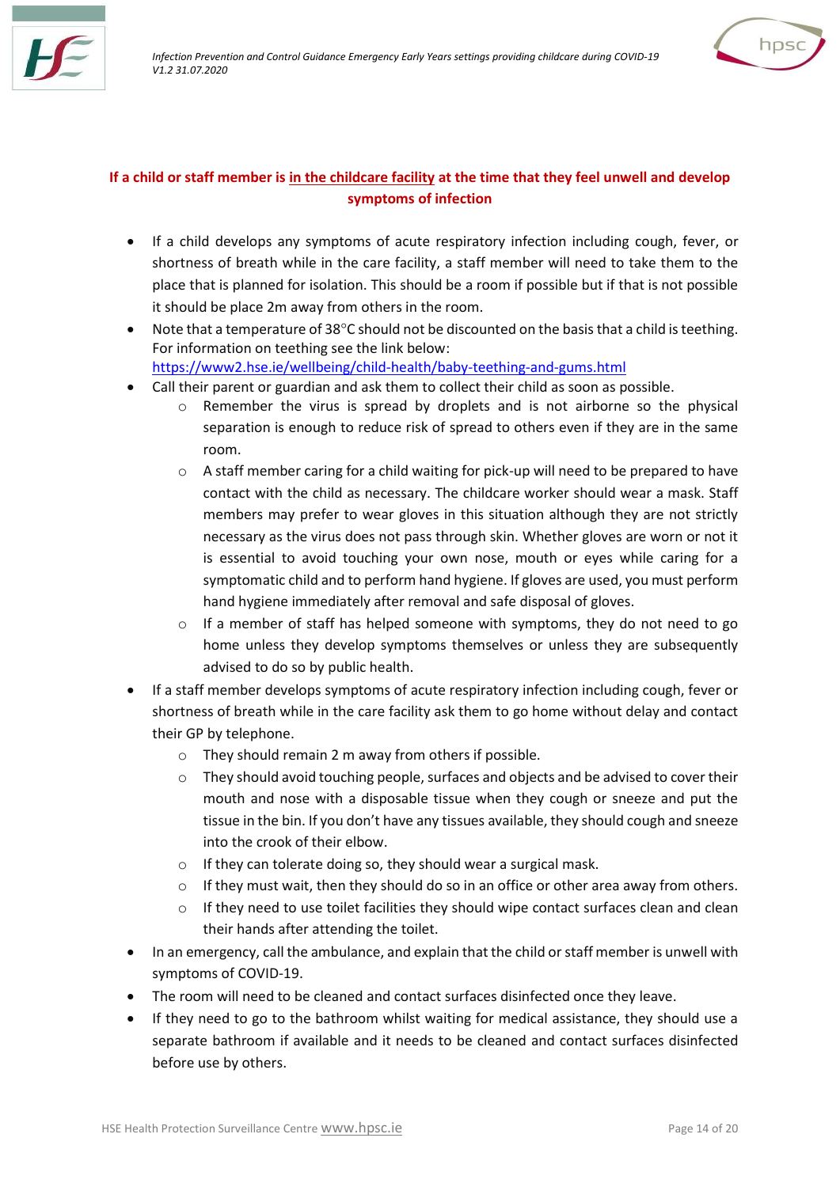**If a child or staff member is <u>in the childcare facility</u> at the time that they feel unwell and develop symptoms of infection**

- If a child develops any symptoms of acute respiratory infection including cough, fever, or shortness of breath while in the care facility, a staff member will need to take them to the place that is planned for isolation. This should be a room if possible but if that is not possible it should be place 2m away from others in the room.
- Note that a temperature of 38°C should not be discounted on the basis that a child is teething. For information on teething see the link below: https://www2.hse.ie/wellbeing/child-health/baby-teething-and-gums.html
- Call their parent or guardian and ask them to collect their child as soon as possible.
  - Remember the virus is spread by droplets and is not airborne so the physical separation is enough to reduce risk of spread to others even if they are in the same room.
  - A staff member caring for a child waiting for pick-up will need to be prepared to have contact with the child as necessary. The childcare worker should wear a mask. Staff members may prefer to wear gloves in this situation although they are not strictly necessary as the virus does not pass through skin. Whether gloves are worn or not it is essential to avoid touching your own nose, mouth or eyes while caring for a symptomatic child and to perform hand hygiene. If gloves are used, you must perform hand hygiene immediately after removal and safe disposal of gloves.
  - If a member of staff has helped someone with symptoms, they do not need to go home unless they develop symptoms themselves or unless they are subsequently advised to do so by public health.
- If a staff member develops symptoms of acute respiratory infection including cough, fever or shortness of breath while in the care facility ask them to go home without delay and contact their GP by telephone.
  - They should remain 2 m away from others if possible.
  - They should avoid touching people, surfaces and objects and be advised to cover their mouth and nose with a disposable tissue when they cough or sneeze and put the tissue in the bin. If you don't have any tissues available, they should cough and sneeze into the crook of their elbow.
  - If they can tolerate doing so, they should wear a surgical mask.
  - If they must wait, then they should do so in an office or other area away from others.
  - If they need to use toilet facilities they should wipe contact surfaces clean and clean their hands after attending the toilet.
- In an emergency, call the ambulance, and explain that the child or staff member is unwell with symptoms of COVID-19.
- The room will need to be cleaned and contact surfaces disinfected once they leave.
- If they need to go to the bathroom whilst waiting for medical assistance, they should use a separate bathroom if available and it needs to be cleaned and contact surfaces disinfected before use by others.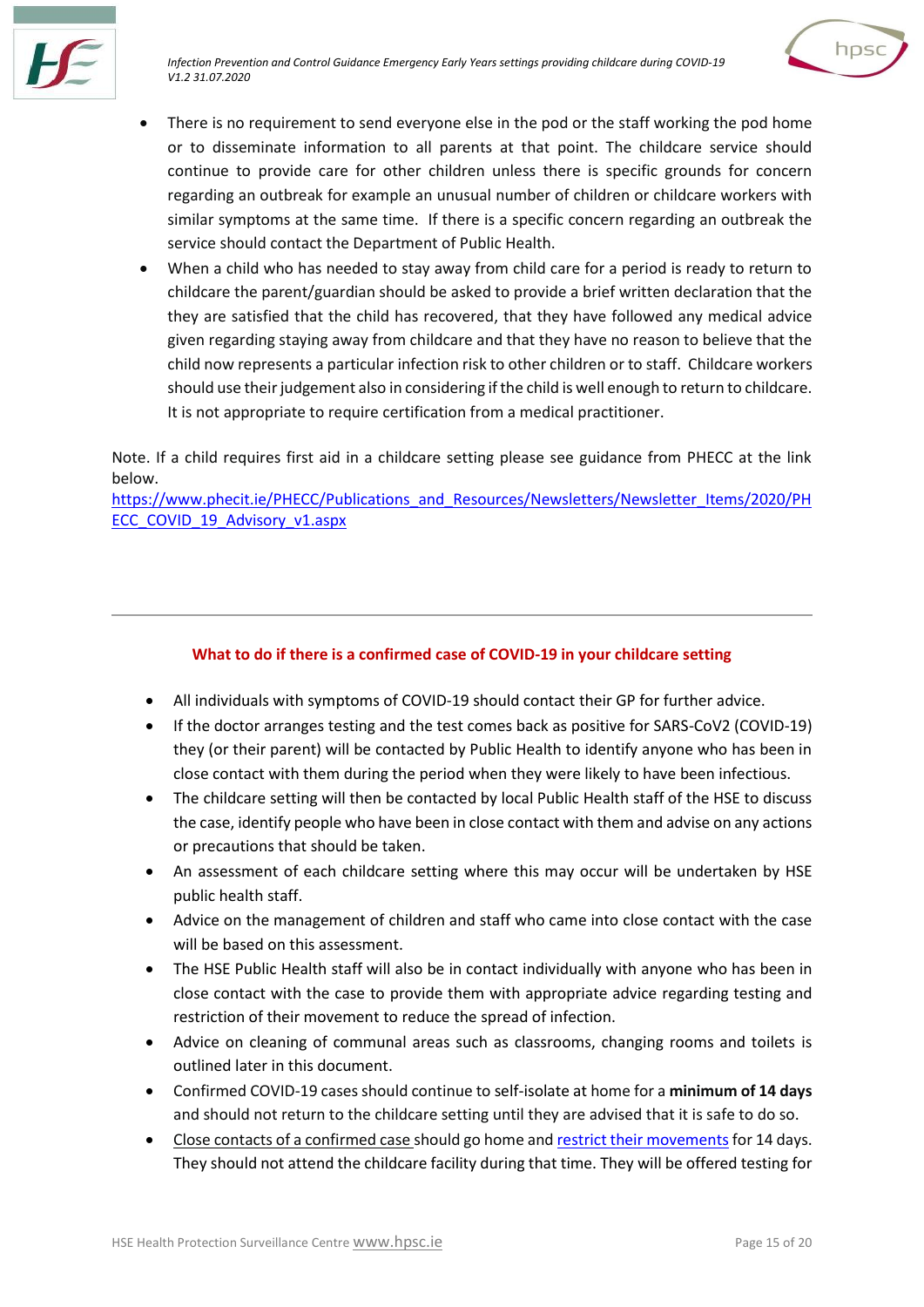- There is no requirement to send everyone else in the pod or the staff working the pod home or to disseminate information to all parents at that point. The childcare service should continue to provide care for other children unless there is specific grounds for concern regarding an outbreak for example an unusual number of children or childcare workers with similar symptoms at the same time. If there is a specific concern regarding an outbreak the service should contact the Department of Public Health.
- When a child who has needed to stay away from child care for a period is ready to return to childcare the parent/guardian should be asked to provide a brief written declaration that the they are satisfied that the child has recovered, that they have followed any medical advice given regarding staying away from childcare and that they have no reason to believe that the child now represents a particular infection risk to other children or to staff. Childcare workers should use their judgement also in considering if the child is well enough to return to childcare. It is not appropriate to require certification from a medical practitioner.

Note. If a child requires first aid in a childcare setting please see guidance from PHECC at the link below.
https://www.phecit.ie/PHECC/Publications_and_Resources/Newsletters/Newsletter_Items/2020/PHECC_COVID_19_Advisory_v1.aspx

---

## What to do if there is a confirmed case of COVID-19 in your childcare setting

- All individuals with symptoms of COVID-19 should contact their GP for further advice.
- If the doctor arranges testing and the test comes back as positive for SARS-CoV2 (COVID-19) they (or their parent) will be contacted by Public Health to identify anyone who has been in close contact with them during the period when they were likely to have been infectious.
- The childcare setting will then be contacted by local Public Health staff of the HSE to discuss the case, identify people who have been in close contact with them and advise on any actions or precautions that should be taken.
- An assessment of each childcare setting where this may occur will be undertaken by HSE public health staff.
- Advice on the management of children and staff who came into close contact with the case will be based on this assessment.
- The HSE Public Health staff will also be in contact individually with anyone who has been in close contact with the case to provide them with appropriate advice regarding testing and restriction of their movement to reduce the spread of infection.
- Advice on cleaning of communal areas such as classrooms, changing rooms and toilets is outlined later in this document.
- Confirmed COVID-19 cases should continue to self-isolate at home for a **minimum of 14 days** and should not return to the childcare setting until they are advised that it is safe to do so.
- Close contacts of a confirmed case should go home and restrict their movements for 14 days. They should not attend the childcare facility during that time. They will be offered testing for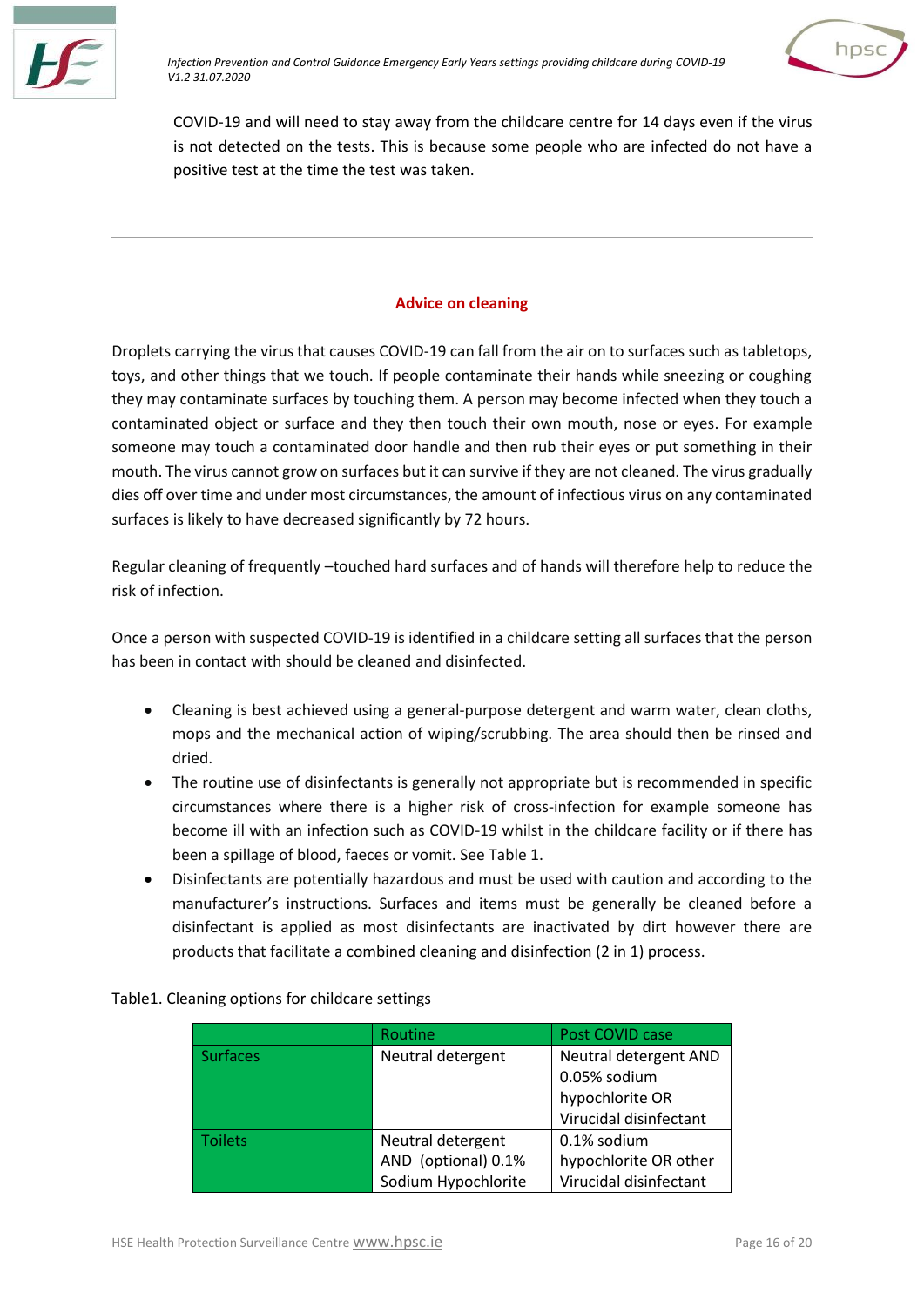COVID-19 and will need to stay away from the childcare centre for 14 days even if the virus is not detected on the tests. This is because some people who are infected do not have a positive test at the time the test was taken.

---

## Advice on cleaning

Droplets carrying the virus that causes COVID-19 can fall from the air on to surfaces such as tabletops, toys, and other things that we touch. If people contaminate their hands while sneezing or coughing they may contaminate surfaces by touching them. A person may become infected when they touch a contaminated object or surface and they then touch their own mouth, nose or eyes. For example someone may touch a contaminated door handle and then rub their eyes or put something in their mouth. The virus cannot grow on surfaces but it can survive if they are not cleaned. The virus gradually dies off over time and under most circumstances, the amount of infectious virus on any contaminated surfaces is likely to have decreased significantly by 72 hours.

Regular cleaning of frequently –touched hard surfaces and of hands will therefore help to reduce the risk of infection.

Once a person with suspected COVID-19 is identified in a childcare setting all surfaces that the person has been in contact with should be cleaned and disinfected.

- Cleaning is best achieved using a general-purpose detergent and warm water, clean cloths, mops and the mechanical action of wiping/scrubbing. The area should then be rinsed and dried.
- The routine use of disinfectants is generally not appropriate but is recommended in specific circumstances where there is a higher risk of cross-infection for example someone has become ill with an infection such as COVID-19 whilst in the childcare facility or if there has been a spillage of blood, faeces or vomit. See Table 1.
- Disinfectants are potentially hazardous and must be used with caution and according to the manufacturer's instructions. Surfaces and items must be generally be cleaned before a disinfectant is applied as most disinfectants are inactivated by dirt however there are products that facilitate a combined cleaning and disinfection (2 in 1) process.

Table1. Cleaning options for childcare settings

| | Routine | Post COVID case |
|---|---|---|
| Surfaces | Neutral detergent | Neutral detergent AND 0.05% sodium hypochlorite OR Virucidal disinfectant |
| Toilets | Neutral detergent AND (optional) 0.1% Sodium Hypochlorite | 0.1% sodium hypochlorite OR other Virucidal disinfectant |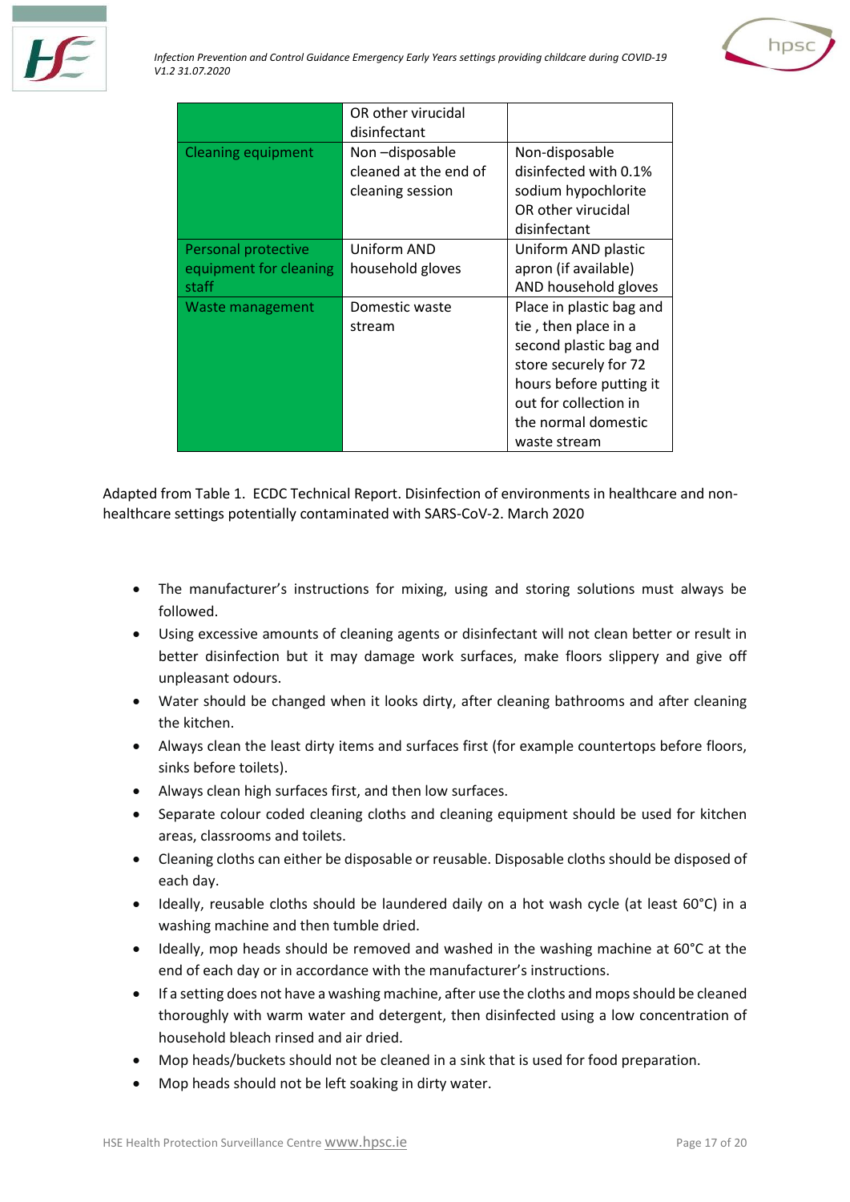| | | |
|---|---|---|
| | OR other virucidal disinfectant | |
| Cleaning equipment | Non –disposable cleaned at the end of cleaning session | Non-disposable disinfected with 0.1% sodium hypochlorite OR other virucidal disinfectant |
| Personal protective equipment for cleaning staff | Uniform AND household gloves | Uniform AND plastic apron (if available) AND household gloves |
| Waste management | Domestic waste stream | Place in plastic bag and tie , then place in a second plastic bag and store securely for 72 hours before putting it out for collection in the normal domestic waste stream |

Adapted from Table 1. ECDC Technical Report. Disinfection of environments in healthcare and non-healthcare settings potentially contaminated with SARS-CoV-2. March 2020

- The manufacturer's instructions for mixing, using and storing solutions must always be followed.
- Using excessive amounts of cleaning agents or disinfectant will not clean better or result in better disinfection but it may damage work surfaces, make floors slippery and give off unpleasant odours.
- Water should be changed when it looks dirty, after cleaning bathrooms and after cleaning the kitchen.
- Always clean the least dirty items and surfaces first (for example countertops before floors, sinks before toilets).
- Always clean high surfaces first, and then low surfaces.
- Separate colour coded cleaning cloths and cleaning equipment should be used for kitchen areas, classrooms and toilets.
- Cleaning cloths can either be disposable or reusable. Disposable cloths should be disposed of each day.
- Ideally, reusable cloths should be laundered daily on a hot wash cycle (at least 60°C) in a washing machine and then tumble dried.
- Ideally, mop heads should be removed and washed in the washing machine at 60°C at the end of each day or in accordance with the manufacturer's instructions.
- If a setting does not have a washing machine, after use the cloths and mops should be cleaned thoroughly with warm water and detergent, then disinfected using a low concentration of household bleach rinsed and air dried.
- Mop heads/buckets should not be cleaned in a sink that is used for food preparation.
- Mop heads should not be left soaking in dirty water.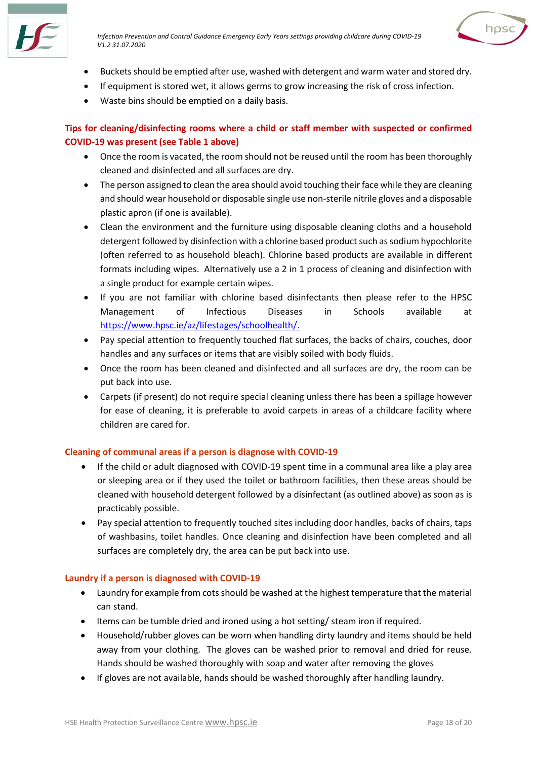- Buckets should be emptied after use, washed with detergent and warm water and stored dry.
- If equipment is stored wet, it allows germs to grow increasing the risk of cross infection.
- Waste bins should be emptied on a daily basis.

### Tips for cleaning/disinfecting rooms where a child or staff member with suspected or confirmed COVID-19 was present (see Table 1 above)

- Once the room is vacated, the room should not be reused until the room has been thoroughly cleaned and disinfected and all surfaces are dry.
- The person assigned to clean the area should avoid touching their face while they are cleaning and should wear household or disposable single use non-sterile nitrile gloves and a disposable plastic apron (if one is available).
- Clean the environment and the furniture using disposable cleaning cloths and a household detergent followed by disinfection with a chlorine based product such as sodium hypochlorite (often referred to as household bleach). Chlorine based products are available in different formats including wipes. Alternatively use a 2 in 1 process of cleaning and disinfection with a single product for example certain wipes.
- If you are not familiar with chlorine based disinfectants then please refer to the HPSC Management of Infectious Diseases in Schools available at https://www.hpsc.ie/az/lifestages/schoolhealth/.
- Pay special attention to frequently touched flat surfaces, the backs of chairs, couches, door handles and any surfaces or items that are visibly soiled with body fluids.
- Once the room has been cleaned and disinfected and all surfaces are dry, the room can be put back into use.
- Carpets (if present) do not require special cleaning unless there has been a spillage however for ease of cleaning, it is preferable to avoid carpets in areas of a childcare facility where children are cared for.

### Cleaning of communal areas if a person is diagnose with COVID-19

- If the child or adult diagnosed with COVID-19 spent time in a communal area like a play area or sleeping area or if they used the toilet or bathroom facilities, then these areas should be cleaned with household detergent followed by a disinfectant (as outlined above) as soon as is practicably possible.
- Pay special attention to frequently touched sites including door handles, backs of chairs, taps of washbasins, toilet handles. Once cleaning and disinfection have been completed and all surfaces are completely dry, the area can be put back into use.

### Laundry if a person is diagnosed with COVID-19

- Laundry for example from cots should be washed at the highest temperature that the material can stand.
- Items can be tumble dried and ironed using a hot setting/ steam iron if required.
- Household/rubber gloves can be worn when handling dirty laundry and items should be held away from your clothing. The gloves can be washed prior to removal and dried for reuse. Hands should be washed thoroughly with soap and water after removing the gloves
- If gloves are not available, hands should be washed thoroughly after handling laundry.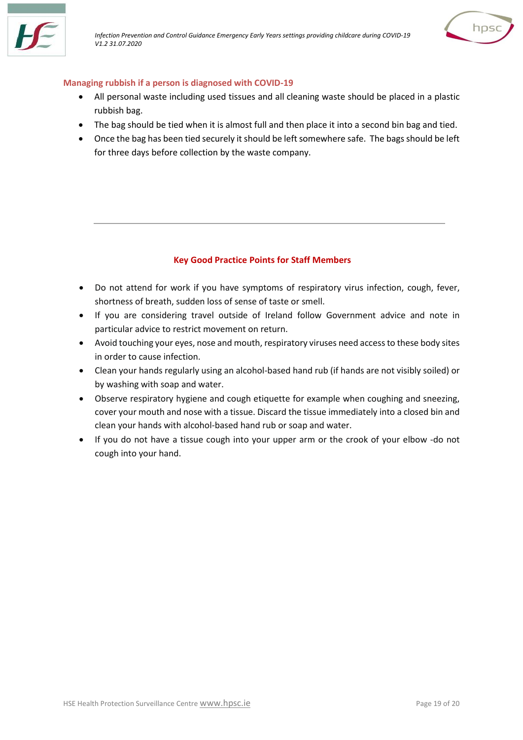### Managing rubbish if a person is diagnosed with COVID-19

- All personal waste including used tissues and all cleaning waste should be placed in a plastic rubbish bag.
- The bag should be tied when it is almost full and then place it into a second bin bag and tied.
- Once the bag has been tied securely it should be left somewhere safe. The bags should be left for three days before collection by the waste company.

---

## Key Good Practice Points for Staff Members

- Do not attend for work if you have symptoms of respiratory virus infection, cough, fever, shortness of breath, sudden loss of sense of taste or smell.
- If you are considering travel outside of Ireland follow Government advice and note in particular advice to restrict movement on return.
- Avoid touching your eyes, nose and mouth, respiratory viruses need access to these body sites in order to cause infection.
- Clean your hands regularly using an alcohol-based hand rub (if hands are not visibly soiled) or by washing with soap and water.
- Observe respiratory hygiene and cough etiquette for example when coughing and sneezing, cover your mouth and nose with a tissue. Discard the tissue immediately into a closed bin and clean your hands with alcohol-based hand rub or soap and water.
- If you do not have a tissue cough into your upper arm or the crook of your elbow -do not cough into your hand.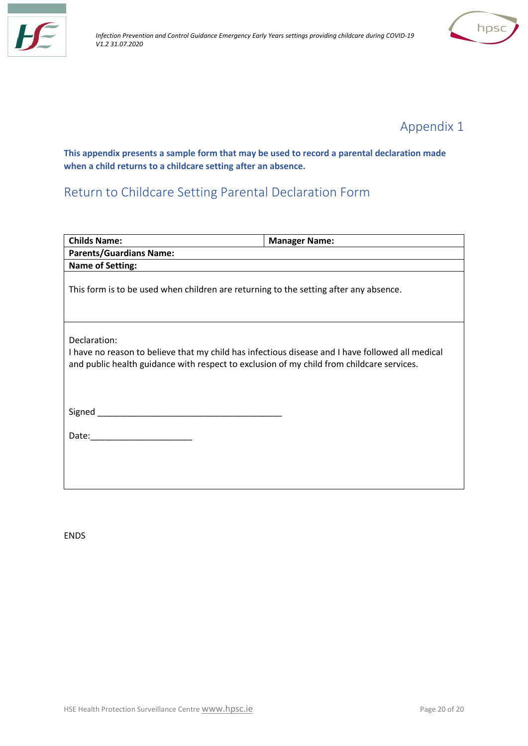# Appendix 1

**This appendix presents a sample form that may be used to record a parental declaration made when a child returns to a childcare setting after an absence.**

## Return to Childcare Setting Parental Declaration Form

| | |
|---|---|
| **Childs Name:** | **Manager Name:** |
| **Parents/Guardians Name:** | |
| **Name of Setting:** | |
| This form is to be used when children are returning to the setting after any absence. | |
| Declaration:<br>I have no reason to believe that my child has infectious disease and I have followed all medical and public health guidance with respect to exclusion of my child from childcare services.<br><br>Signed ______________________________________<br><br>Date:_____________________ | |

ENDS